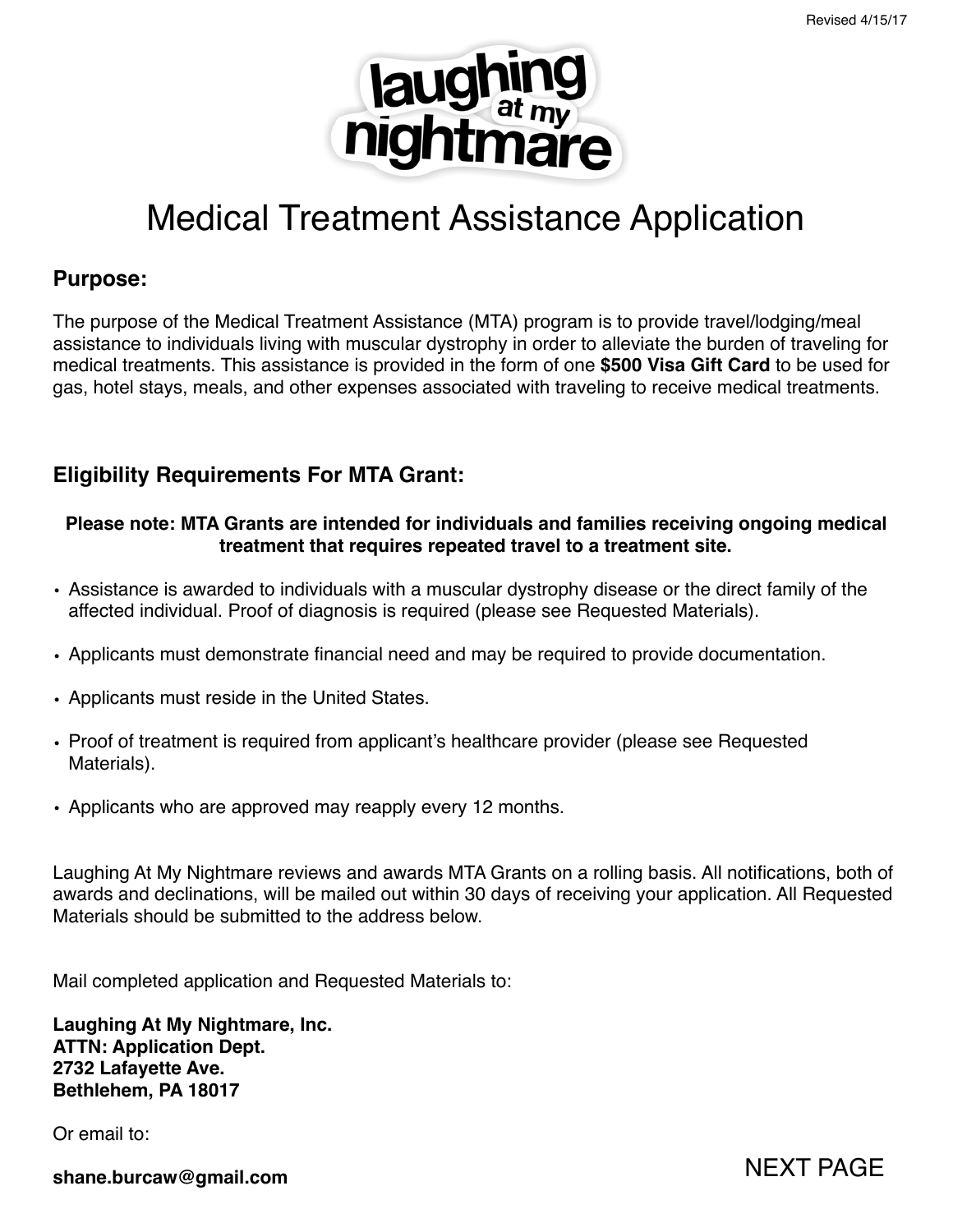Revised 4/15/17

laughing at my nightmare

# Medical Treatment Assistance Application

## Purpose:

The purpose of the Medical Treatment Assistance (MTA) program is to provide travel/lodging/meal assistance to individuals living with muscular dystrophy in order to alleviate the burden of traveling for medical treatments. This assistance is provided in the form of one **$500 Visa Gift Card** to be used for gas, hotel stays, meals, and other expenses associated with traveling to receive medical treatments.

## Eligibility Requirements For MTA Grant:

**Please note: MTA Grants are intended for individuals and families receiving ongoing medical treatment that requires repeated travel to a treatment site.**

- Assistance is awarded to individuals with a muscular dystrophy disease or the direct family of the affected individual. Proof of diagnosis is required (please see Requested Materials).
- Applicants must demonstrate financial need and may be required to provide documentation.
- Applicants must reside in the United States.
- Proof of treatment is required from applicant's healthcare provider (please see Requested Materials).
- Applicants who are approved may reapply every 12 months.

Laughing At My Nightmare reviews and awards MTA Grants on a rolling basis. All notifications, both of awards and declinations, will be mailed out within 30 days of receiving your application. All Requested Materials should be submitted to the address below.

Mail completed application and Requested Materials to:

**Laughing At My Nightmare, Inc.**
**ATTN: Application Dept.**
**2732 Lafayette Ave.**
**Bethlehem, PA 18017**

Or email to:

**shane.burcaw@gmail.com**

NEXT PAGE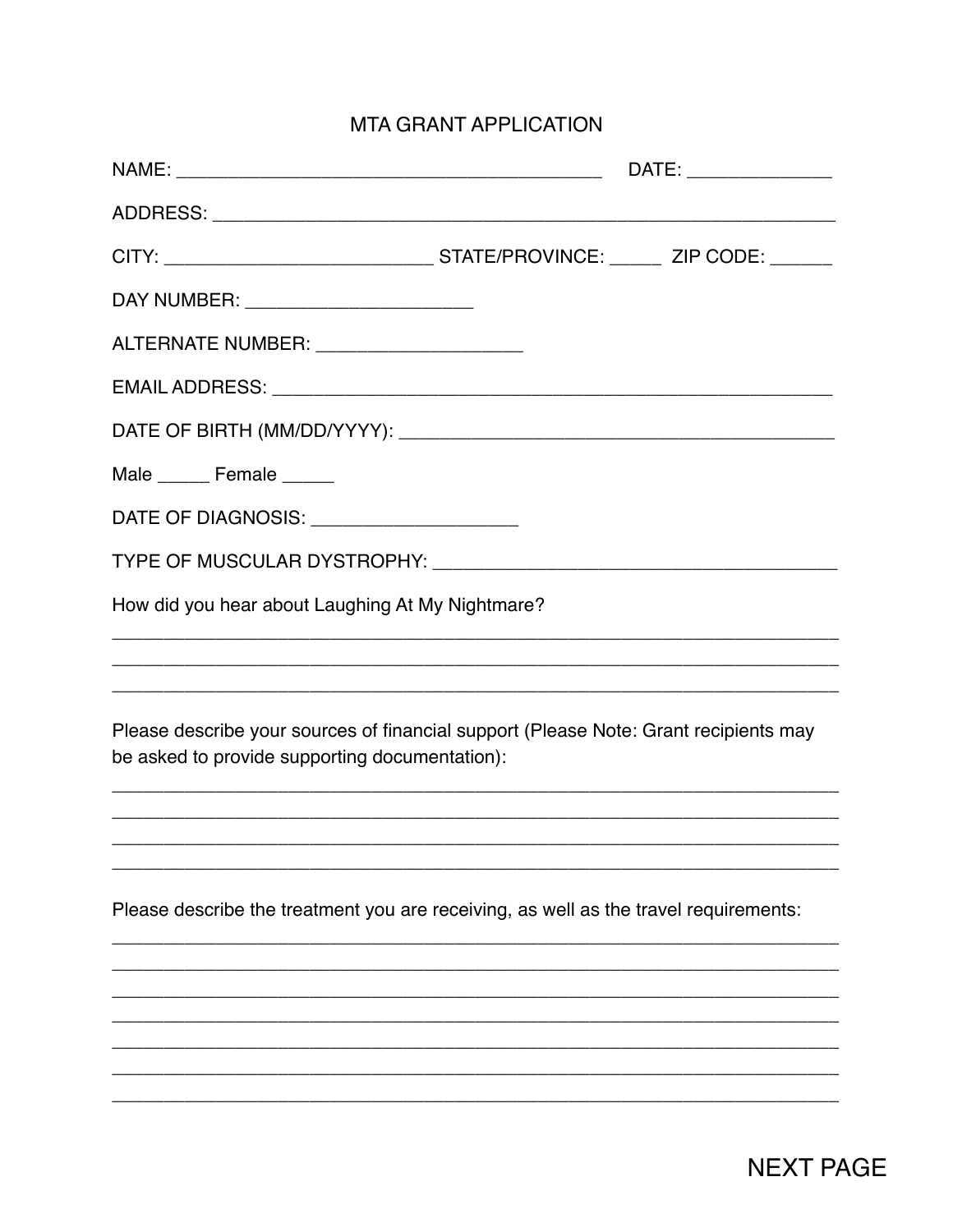# MTA GRANT APPLICATION

NAME: ________________________________________ DATE: ______________

ADDRESS: ____________________________________________________________

CITY: ________________________ STATE/PROVINCE: _____ ZIP CODE: ______

DAY NUMBER: ______________________

ALTERNATE NUMBER: ____________________

EMAIL ADDRESS: ______________________________________________________

DATE OF BIRTH (MM/DD/YYYY): __________________________________________

Male _____ Female _____

DATE OF DIAGNOSIS: ____________________

TYPE OF MUSCULAR DYSTROPHY: _________________________________________

How did you hear about Laughing At My Nightmare?

______________________________________________________________________

______________________________________________________________________

______________________________________________________________________

Please describe your sources of financial support (Please Note: Grant recipients may be asked to provide supporting documentation):

______________________________________________________________________

______________________________________________________________________

______________________________________________________________________

______________________________________________________________________

Please describe the treatment you are receiving, as well as the travel requirements:

______________________________________________________________________

______________________________________________________________________

______________________________________________________________________

______________________________________________________________________

______________________________________________________________________

______________________________________________________________________

______________________________________________________________________

NEXT PAGE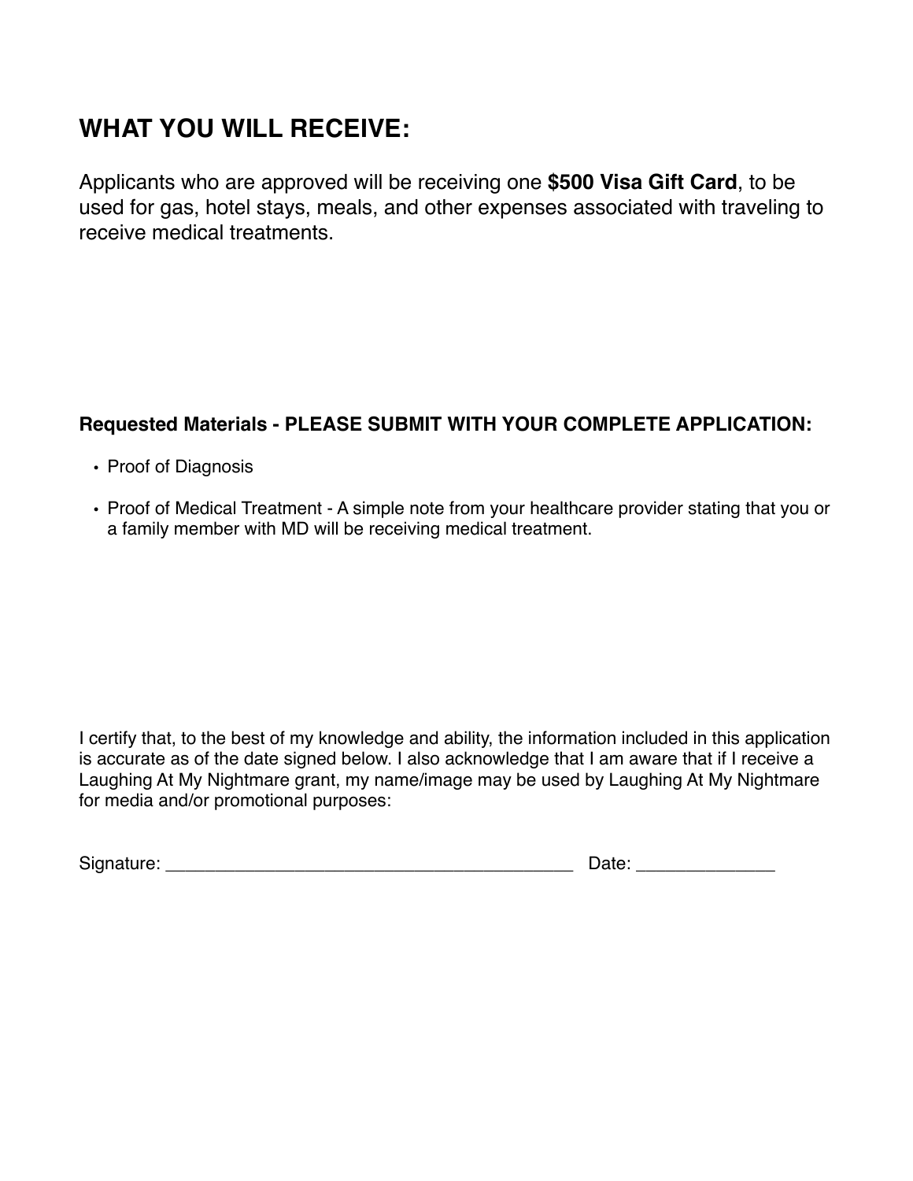## WHAT YOU WILL RECEIVE:

Applicants who are approved will be receiving one **$500 Visa Gift Card**, to be used for gas, hotel stays, meals, and other expenses associated with traveling to receive medical treatments.

**Requested Materials - PLEASE SUBMIT WITH YOUR COMPLETE APPLICATION:**

- Proof of Diagnosis
- Proof of Medical Treatment - A simple note from your healthcare provider stating that you or a family member with MD will be receiving medical treatment.

I certify that, to the best of my knowledge and ability, the information included in this application is accurate as of the date signed below. I also acknowledge that I am aware that if I receive a Laughing At My Nightmare grant, my name/image may be used by Laughing At My Nightmare for media and/or promotional purposes:

Signature: ________________________________________ Date: ______________